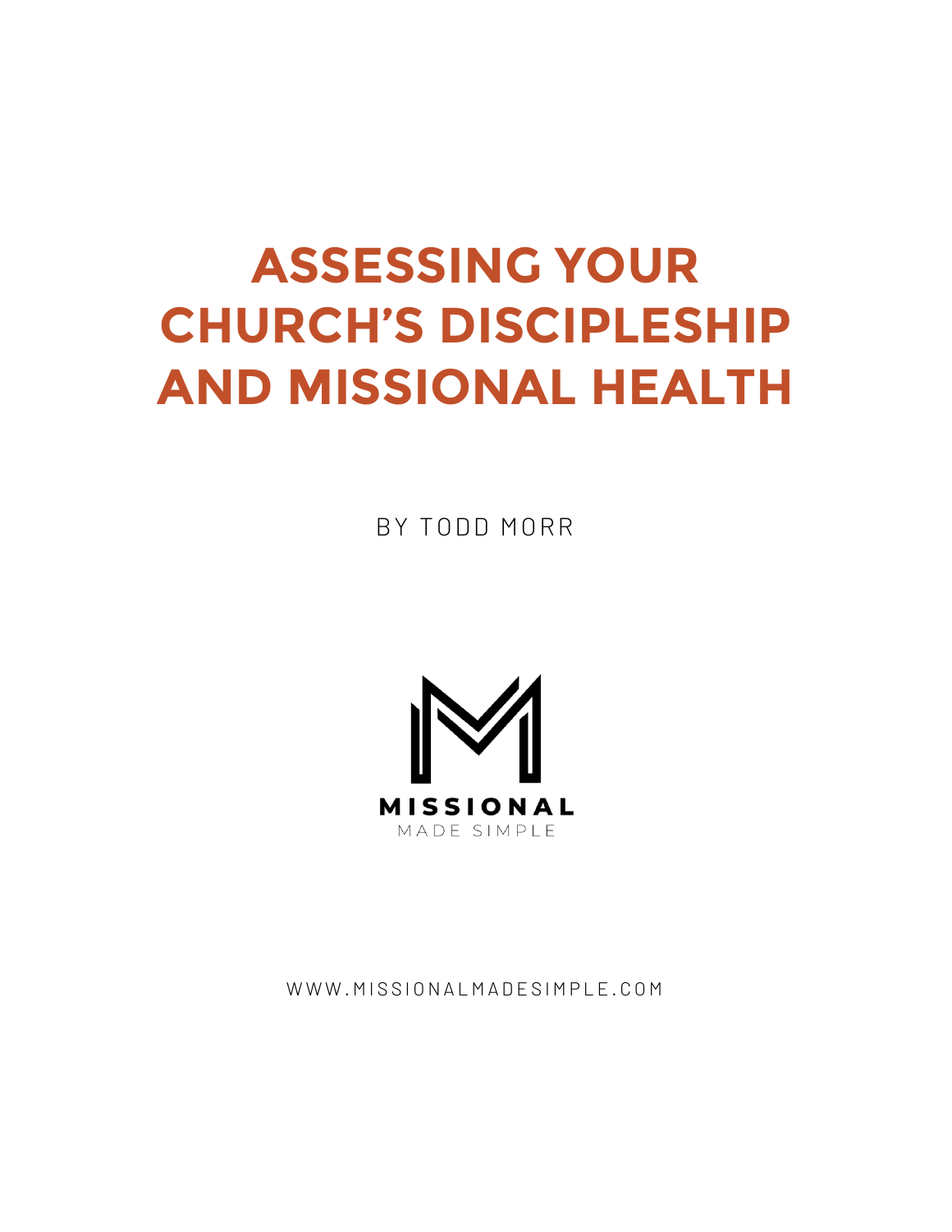# ASSESSING YOUR CHURCH'S DISCIPLESHIP AND MISSIONAL HEALTH

BY TODD MORR

MISSIONAL

MADE SIMPLE

WWW.MISSIONALMADESIMPLE.COM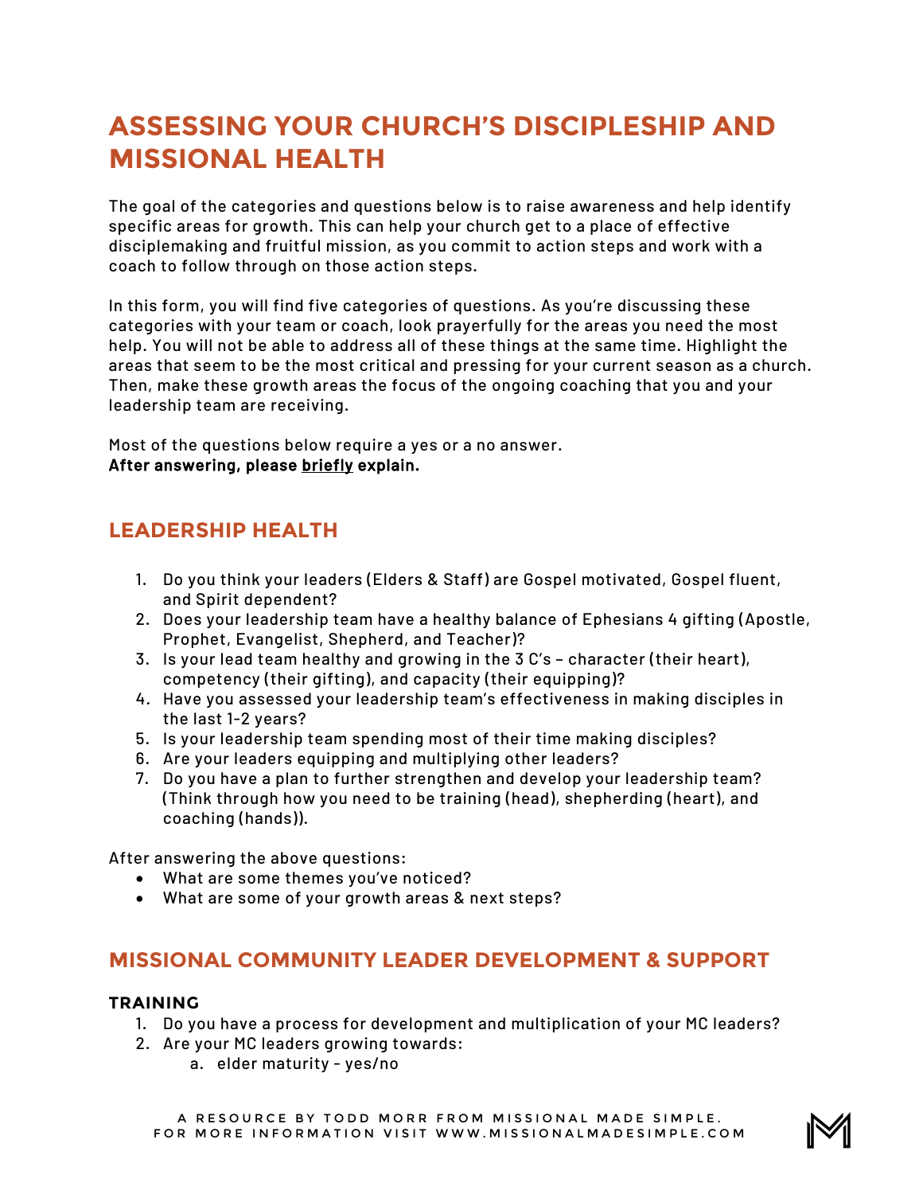# ASSESSING YOUR CHURCH'S DISCIPLESHIP AND MISSIONAL HEALTH

The goal of the categories and questions below is to raise awareness and help identify specific areas for growth. This can help your church get to a place of effective disciplemaking and fruitful mission, as you commit to action steps and work with a coach to follow through on those action steps.

In this form, you will find five categories of questions. As you're discussing these categories with your team or coach, look prayerfully for the areas you need the most help. You will not be able to address all of these things at the same time. Highlight the areas that seem to be the most critical and pressing for your current season as a church. Then, make these growth areas the focus of the ongoing coaching that you and your leadership team are receiving.

Most of the questions below require a yes or a no answer.
**After answering, please <u>briefly</u> explain.**

## LEADERSHIP HEALTH

1. Do you think your leaders (Elders & Staff) are Gospel motivated, Gospel fluent, and Spirit dependent?
2. Does your leadership team have a healthy balance of Ephesians 4 gifting (Apostle, Prophet, Evangelist, Shepherd, and Teacher)?
3. Is your lead team healthy and growing in the 3 C's – character (their heart), competency (their gifting), and capacity (their equipping)?
4. Have you assessed your leadership team's effectiveness in making disciples in the last 1-2 years?
5. Is your leadership team spending most of their time making disciples?
6. Are your leaders equipping and multiplying other leaders?
7. Do you have a plan to further strengthen and develop your leadership team? (Think through how you need to be training (head), shepherding (heart), and coaching (hands)).

After answering the above questions:

- What are some themes you've noticed?
- What are some of your growth areas & next steps?

## MISSIONAL COMMUNITY LEADER DEVELOPMENT & SUPPORT

### TRAINING

1. Do you have a process for development and multiplication of your MC leaders?
2. Are your MC leaders growing towards:
   a. elder maturity – yes/no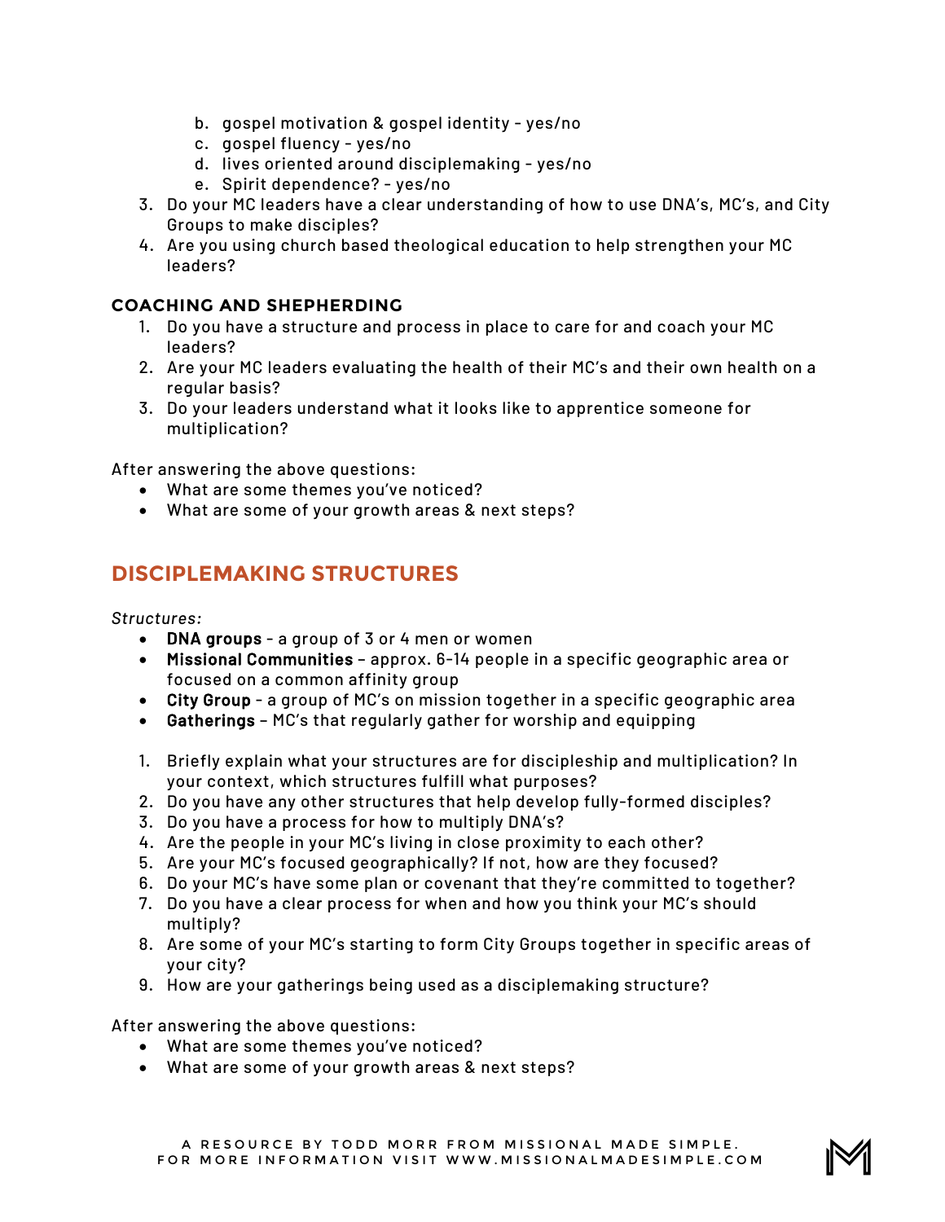b. gospel motivation & gospel identity - yes/no
   c. gospel fluency - yes/no
   d. lives oriented around disciplemaking - yes/no
   e. Spirit dependence? - yes/no
3. Do your MC leaders have a clear understanding of how to use DNA's, MC's, and City Groups to make disciples?
4. Are you using church based theological education to help strengthen your MC leaders?

### COACHING AND SHEPHERDING

1. Do you have a structure and process in place to care for and coach your MC leaders?
2. Are your MC leaders evaluating the health of their MC's and their own health on a regular basis?
3. Do your leaders understand what it looks like to apprentice someone for multiplication?

After answering the above questions:

- What are some themes you've noticed?
- What are some of your growth areas & next steps?

## DISCIPLEMAKING STRUCTURES

*Structures:*

- **DNA groups** - a group of 3 or 4 men or women
- **Missional Communities** – approx. 6-14 people in a specific geographic area or focused on a common affinity group
- **City Group** - a group of MC's on mission together in a specific geographic area
- **Gatherings** – MC's that regularly gather for worship and equipping

1. Briefly explain what your structures are for discipleship and multiplication? In your context, which structures fulfill what purposes?
2. Do you have any other structures that help develop fully-formed disciples?
3. Do you have a process for how to multiply DNA's?
4. Are the people in your MC's living in close proximity to each other?
5. Are your MC's focused geographically? If not, how are they focused?
6. Do your MC's have some plan or covenant that they're committed to together?
7. Do you have a clear process for when and how you think your MC's should multiply?
8. Are some of your MC's starting to form City Groups together in specific areas of your city?
9. How are your gatherings being used as a disciplemaking structure?

After answering the above questions:

- What are some themes you've noticed?
- What are some of your growth areas & next steps?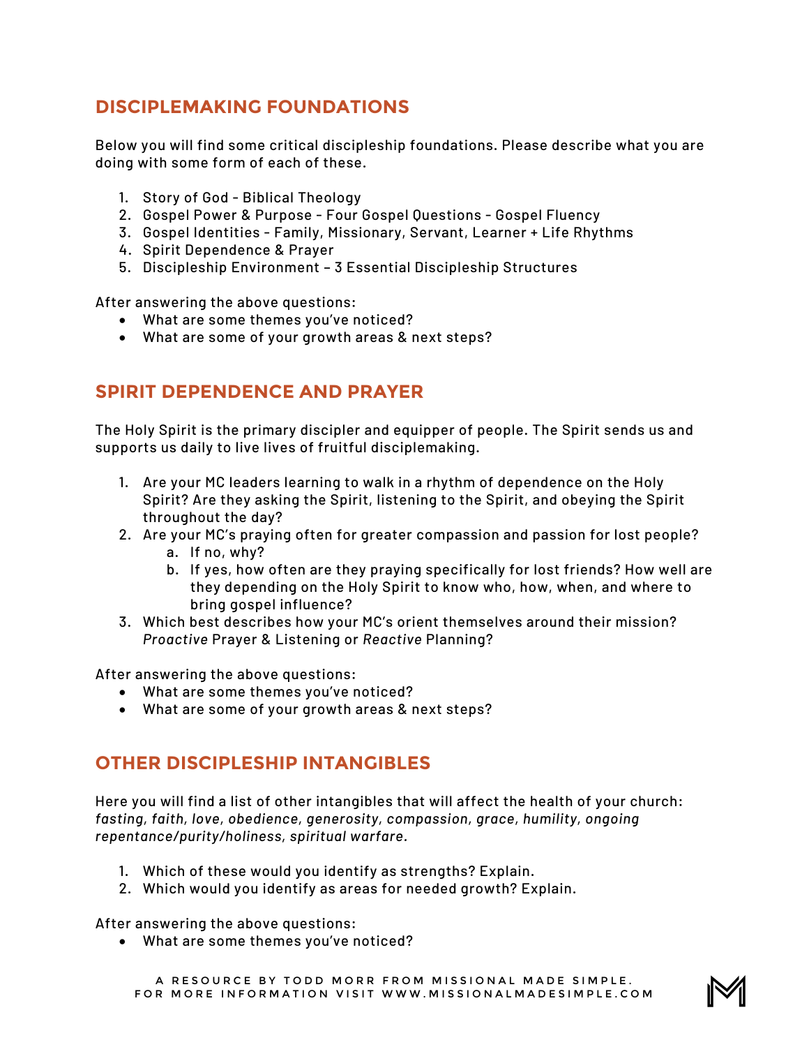## DISCIPLEMAKING FOUNDATIONS

Below you will find some critical discipleship foundations. Please describe what you are doing with some form of each of these.

1. Story of God - Biblical Theology
2. Gospel Power & Purpose - Four Gospel Questions - Gospel Fluency
3. Gospel Identities - Family, Missionary, Servant, Learner + Life Rhythms
4. Spirit Dependence & Prayer
5. Discipleship Environment – 3 Essential Discipleship Structures

After answering the above questions:

- What are some themes you've noticed?
- What are some of your growth areas & next steps?

## SPIRIT DEPENDENCE AND PRAYER

The Holy Spirit is the primary discipler and equipper of people. The Spirit sends us and supports us daily to live lives of fruitful disciplemaking.

1. Are your MC leaders learning to walk in a rhythm of dependence on the Holy Spirit? Are they asking the Spirit, listening to the Spirit, and obeying the Spirit throughout the day?
2. Are your MC's praying often for greater compassion and passion for lost people?
   a. If no, why?
   b. If yes, how often are they praying specifically for lost friends? How well are they depending on the Holy Spirit to know who, how, when, and where to bring gospel influence?
3. Which best describes how your MC's orient themselves around their mission? *Proactive* Prayer & Listening or *Reactive* Planning?

After answering the above questions:

- What are some themes you've noticed?
- What are some of your growth areas & next steps?

## OTHER DISCIPLESHIP INTANGIBLES

Here you will find a list of other intangibles that will affect the health of your church: *fasting, faith, love, obedience, generosity, compassion, grace, humility, ongoing repentance/purity/holiness, spiritual warfare.*

1. Which of these would you identify as strengths? Explain.
2. Which would you identify as areas for needed growth? Explain.

After answering the above questions:

- What are some themes you've noticed?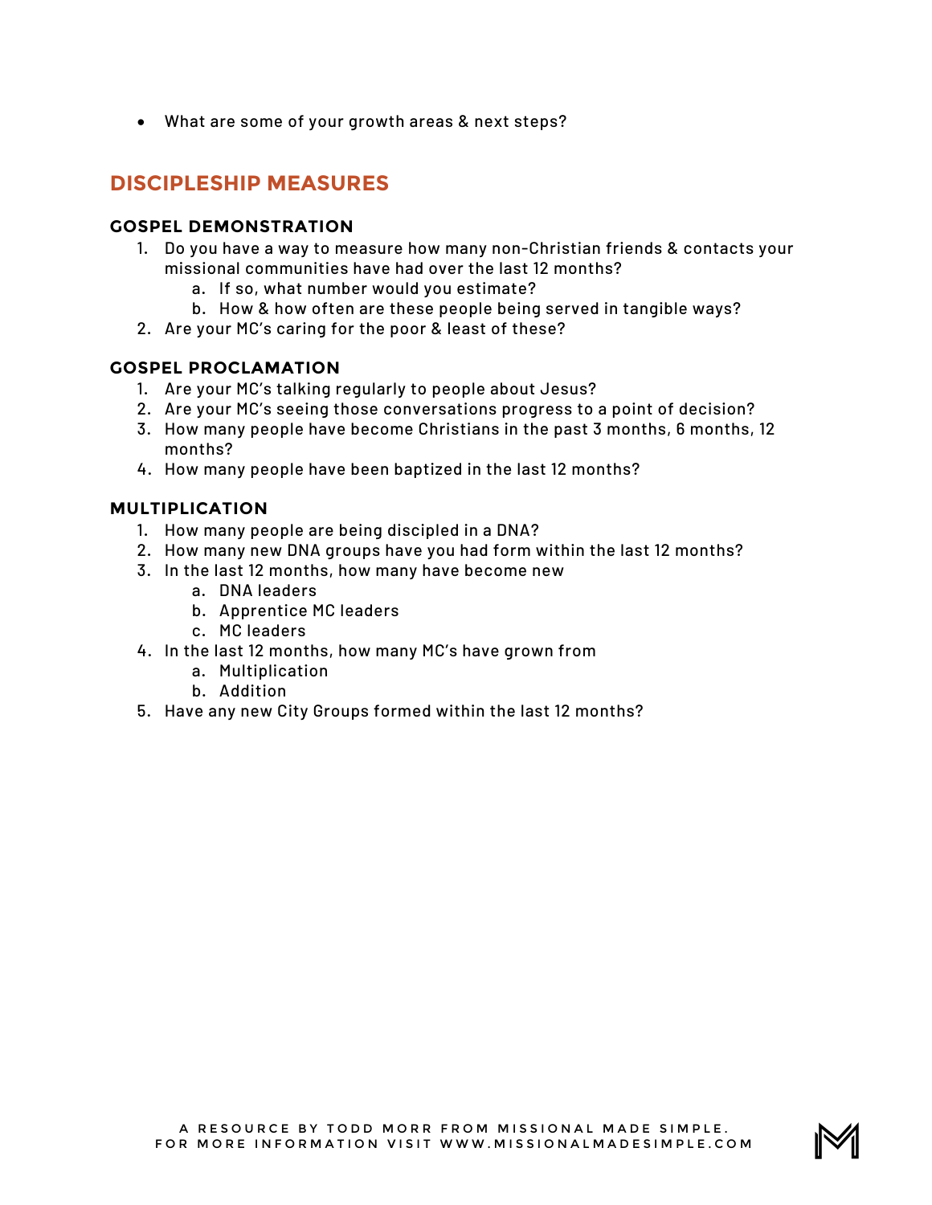- What are some of your growth areas & next steps?

## DISCIPLESHIP MEASURES

### GOSPEL DEMONSTRATION

1. Do you have a way to measure how many non-Christian friends & contacts your missional communities have had over the last 12 months?
    a. If so, what number would you estimate?
    b. How & how often are these people being served in tangible ways?
2. Are your MC's caring for the poor & least of these?

### GOSPEL PROCLAMATION

1. Are your MC's talking regularly to people about Jesus?
2. Are your MC's seeing those conversations progress to a point of decision?
3. How many people have become Christians in the past 3 months, 6 months, 12 months?
4. How many people have been baptized in the last 12 months?

### MULTIPLICATION

1. How many people are being discipled in a DNA?
2. How many new DNA groups have you had form within the last 12 months?
3. In the last 12 months, how many have become new
    a. DNA leaders
    b. Apprentice MC leaders
    c. MC leaders
4. In the last 12 months, how many MC's have grown from
    a. Multiplication
    b. Addition
5. Have any new City Groups formed within the last 12 months?